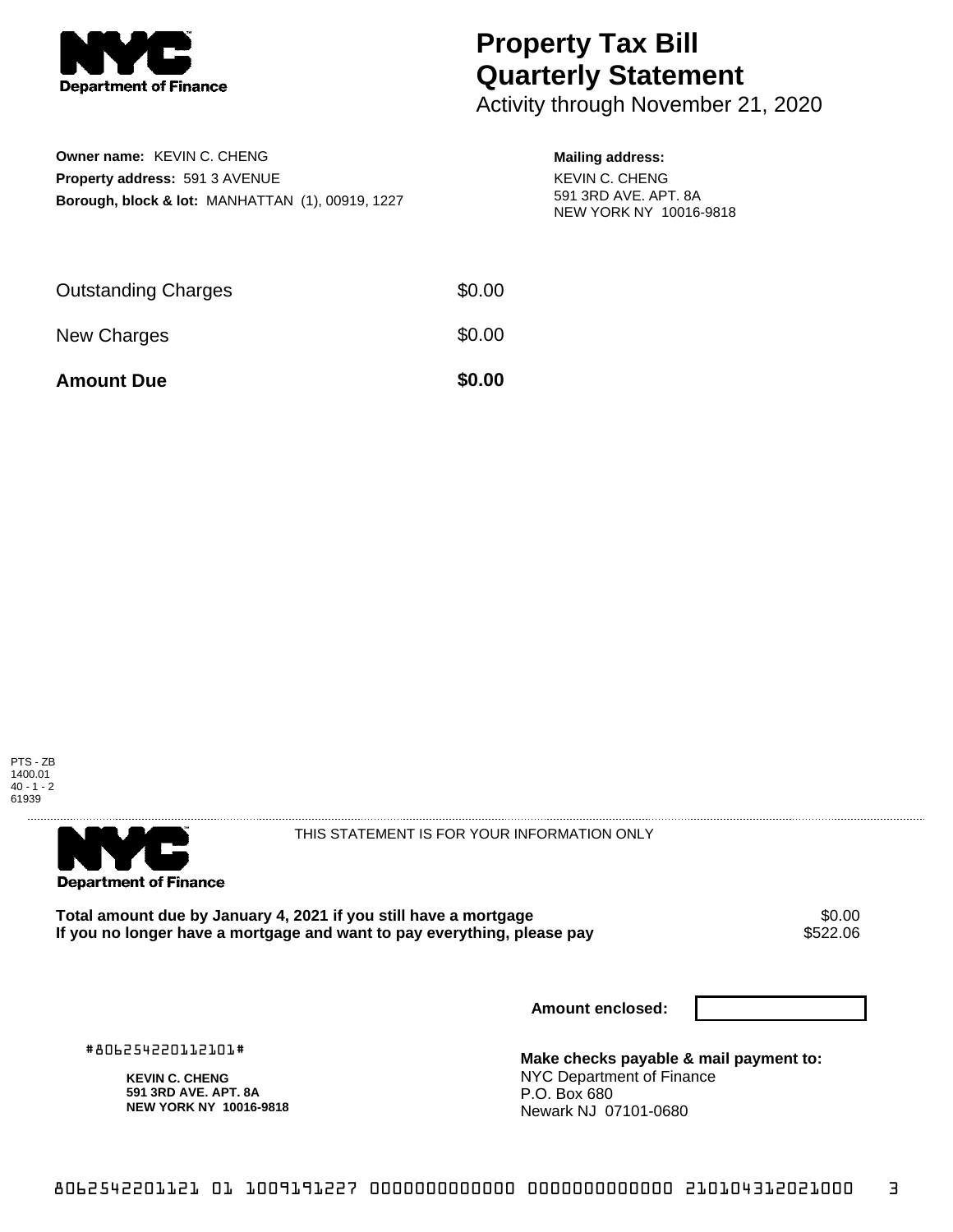NYC Department of Finance

# Property Tax Bill Quarterly Statement

Activity through November 21, 2020

**Owner name:** KEVIN C. CHENG
**Property address:** 591 3 AVENUE
**Borough, block & lot:** MANHATTAN (1), 00919, 1227

**Mailing address:**
KEVIN C. CHENG
591 3RD AVE. APT. 8A
NEW YORK NY 10016-9818

| | |
|---|---|
| Outstanding Charges | $0.00 |
| New Charges | $0.00 |
| **Amount Due** | **$0.00** |

PTS - ZB
1400.01
40 - 1 - 2
61939

NYC Department of Finance

THIS STATEMENT IS FOR YOUR INFORMATION ONLY

| | |
|---|---|
| **Total amount due by January 4, 2021 if you still have a mortgage** | $0.00 |
| **If you no longer have a mortgage and want to pay everything, please pay** | $522.06 |

**Amount enclosed:**

#806254220112101#

**KEVIN C. CHENG**
**591 3RD AVE. APT. 8A**
**NEW YORK NY 10016-9818**

**Make checks payable & mail payment to:**
NYC Department of Finance
P.O. Box 680
Newark NJ 07101-0680

8062542201121 01 1009191227 0000000000000 0000000000000 210104312021000 3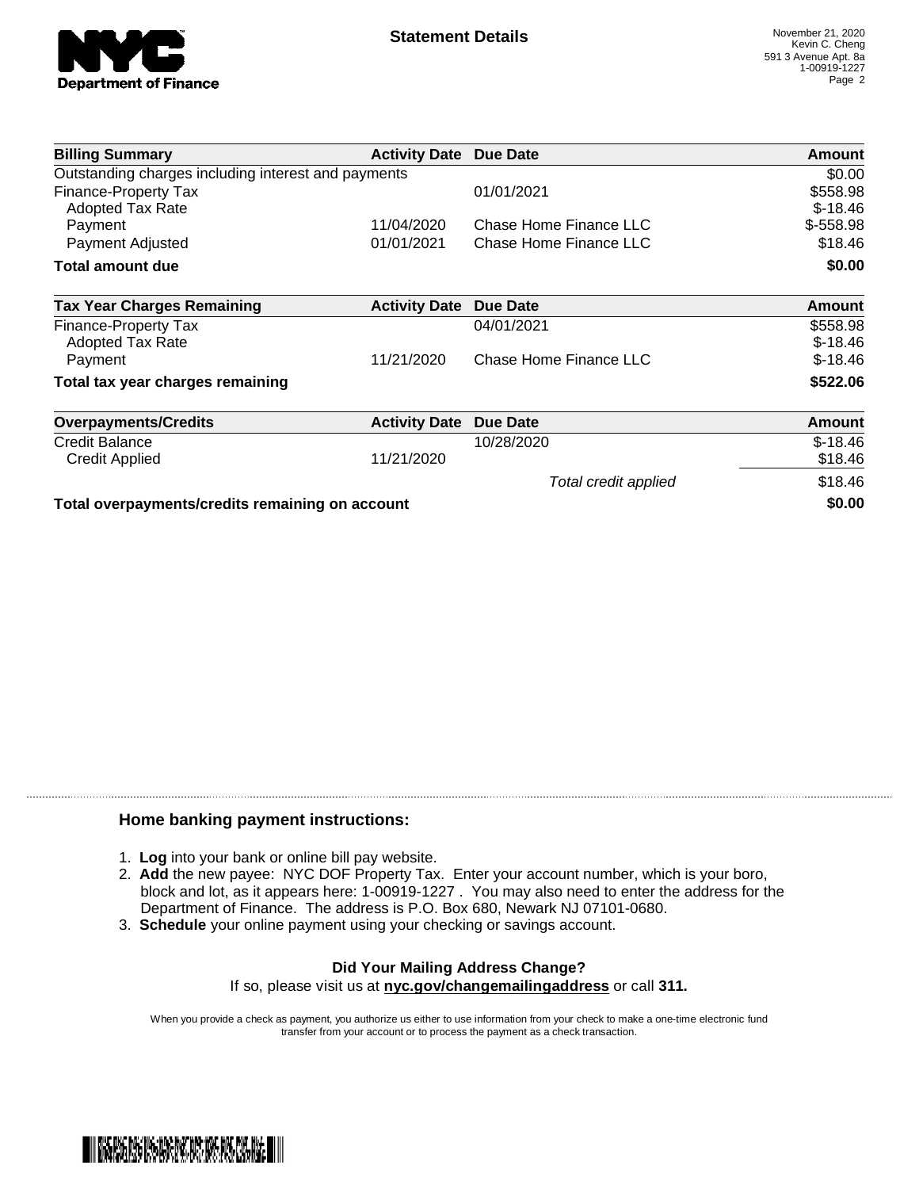## Statement Details

November 21, 2020
Kevin C. Cheng
591 3 Avenue Apt. 8a
1-00919-1227

| Billing Summary | Activity Date | Due Date | Amount |
|---|---|---|---|
| Outstanding charges including interest and payments | | | $0.00 |
| Finance-Property Tax | | 01/01/2021 | $558.98 |
| Adopted Tax Rate | | | $-18.46 |
| Payment | 11/04/2020 | Chase Home Finance LLC | $-558.98 |
| Payment Adjusted | 01/01/2021 | Chase Home Finance LLC | $18.46 |
| **Total amount due** | | | **$0.00** |

| Tax Year Charges Remaining | Activity Date | Due Date | Amount |
|---|---|---|---|
| Finance-Property Tax | | 04/01/2021 | $558.98 |
| Adopted Tax Rate | | | $-18.46 |
| Payment | 11/21/2020 | Chase Home Finance LLC | $-18.46 |
| **Total tax year charges remaining** | | | **$522.06** |

| Overpayments/Credits | Activity Date | Due Date | Amount |
|---|---|---|---|
| Credit Balance | | 10/28/2020 | $-18.46 |
| Credit Applied | 11/21/2020 | | $18.46 |
| | | *Total credit applied* | $18.46 |
| **Total overpayments/credits remaining on account** | | | **$0.00** |

### Home banking payment instructions:

1. **Log** into your bank or online bill pay website.
2. **Add** the new payee: NYC DOF Property Tax. Enter your account number, which is your boro, block and lot, as it appears here: 1-00919-1227 . You may also need to enter the address for the Department of Finance. The address is P.O. Box 680, Newark NJ 07101-0680.
3. **Schedule** your online payment using your checking or savings account.

**Did Your Mailing Address Change?**
If so, please visit us at **nyc.gov/changemailingaddress** or call **311.**

When you provide a check as payment, you authorize us either to use information from your check to make a one-time electronic fund transfer from your account or to process the payment as a check transaction.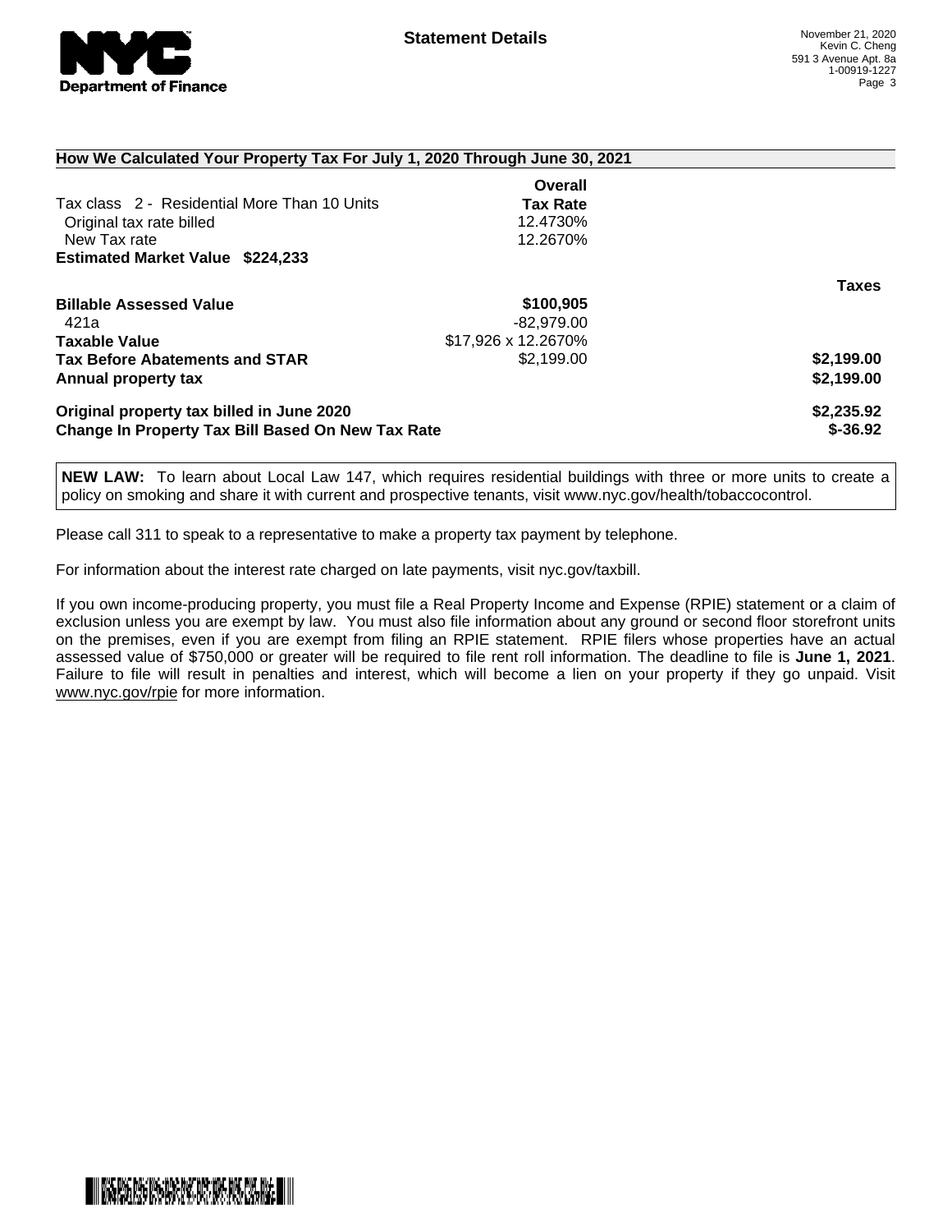## Statement Details

November 21, 2020
Kevin C. Cheng
591 3 Avenue Apt. 8a
1-00919-1227

### How We Calculated Your Property Tax For July 1, 2020 Through June 30, 2021

| | Overall Tax Rate | |
|---|---|---|
| Tax class 2 - Residential More Than 10 Units | | |
| Original tax rate billed | 12.4730% | |
| New Tax rate | 12.2670% | |
| **Estimated Market Value $224,233** | | |
| | | **Taxes** |
| **Billable Assessed Value** | **$100,905** | |
| 421a | -82,979.00 | |
| **Taxable Value** | $17,926 x 12.2670% | |
| **Tax Before Abatements and STAR** | $2,199.00 | **$2,199.00** |
| **Annual property tax** | | **$2,199.00** |
| **Original property tax billed in June 2020** | | **$2,235.92** |
| **Change In Property Tax Bill Based On New Tax Rate** | | **$-36.92** |

**NEW LAW:** To learn about Local Law 147, which requires residential buildings with three or more units to create a policy on smoking and share it with current and prospective tenants, visit www.nyc.gov/health/tobaccocontrol.

Please call 311 to speak to a representative to make a property tax payment by telephone.

For information about the interest rate charged on late payments, visit nyc.gov/taxbill.

If you own income-producing property, you must file a Real Property Income and Expense (RPIE) statement or a claim of exclusion unless you are exempt by law. You must also file information about any ground or second floor storefront units on the premises, even if you are exempt from filing an RPIE statement. RPIE filers whose properties have an actual assessed value of $750,000 or greater will be required to file rent roll information. The deadline to file is **June 1, 2021**. Failure to file will result in penalties and interest, which will become a lien on your property if they go unpaid. Visit www.nyc.gov/rpie for more information.